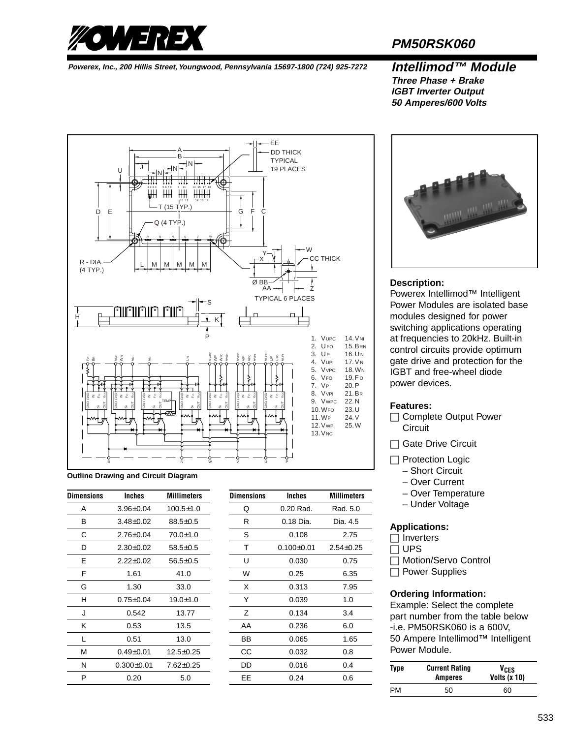# PM50RSK060

Powerex, Inc., 200 Hillis Street, Youngwood, Pennsylvania 15697-1800 (724) 925-7272

## Intellimod™ Module

**Three Phase + Brake**
**IGBT Inverter Output**
**50 Amperes/600 Volts**

1. $V_{UPC}$
2. $U_{FO}$
3. $U_P$
4. $V_{UP1}$
5. $V_{VPC}$
6. $V_{FO}$
7. $V_P$
8. $V_{VP1}$
9. $V_{WPC}$
10. $W_{FO}$
11. $W_P$
12. $V_{WP1}$
13. $V_{NC}$
14. $V_{N1}$
15. $B_{RN}$
16. $U_N$
17. $V_N$
18. $W_N$
19. $F_O$
20. P
21. $B_R$
22. N
23. U
24. V
25. W

Outline Drawing and Circuit Diagram

| Dimensions | Inches | Millimeters |
|---|---|---|
| A | 3.96±0.04 | 100.5±1.0 |
| B | 3.48±0.02 | 88.5±0.5 |
| C | 2.76±0.04 | 70.0±1.0 |
| D | 2.30±0.02 | 58.5±0.5 |
| E | 2.22±0.02 | 56.5±0.5 |
| F | 1.61 | 41.0 |
| G | 1.30 | 33.0 |
| H | 0.75±0.04 | 19.0±1.0 |
| J | 0.542 | 13.77 |
| K | 0.53 | 13.5 |
| L | 0.51 | 13.0 |
| M | 0.49±0.01 | 12.5±0.25 |
| N | 0.300±0.01 | 7.62±0.25 |
| P | 0.20 | 5.0 |

| Dimensions | Inches | Millimeters |
|---|---|---|
| Q | 0.20 Rad. | Rad. 5.0 |
| R | 0.18 Dia. | Dia. 4.5 |
| S | 0.108 | 2.75 |
| T | 0.100±0.01 | 2.54±0.25 |
| U | 0.030 | 0.75 |
| W | 0.25 | 6.35 |
| X | 0.313 | 7.95 |
| Y | 0.039 | 1.0 |
| Z | 0.134 | 3.4 |
| AA | 0.236 | 6.0 |
| BB | 0.065 | 1.65 |
| CC | 0.032 | 0.8 |
| DD | 0.016 | 0.4 |
| EE | 0.24 | 0.6 |

### Description:

Powerex Intellimod™ Intelligent Power Modules are isolated base modules designed for power switching applications operating at frequencies to 20kHz. Built-in control circuits provide optimum gate drive and protection for the IGBT and free-wheel diode power devices.

### Features:

- Complete Output Power Circuit
- Gate Drive Circuit
- Protection Logic
  - Short Circuit
  - Over Current
  - Over Temperature
  - Under Voltage

### Applications:

- Inverters
- UPS
- Motion/Servo Control
- Power Supplies

### Ordering Information:

Example: Select the complete part number from the table below -i.e. PM50RSK060 is a 600V, 50 Ampere Intellimod™ Intelligent Power Module.

| Type | Current Rating Amperes | $V_{CES}$ Volts (x 10) |
|---|---|---|
| PM | 50 | 60 |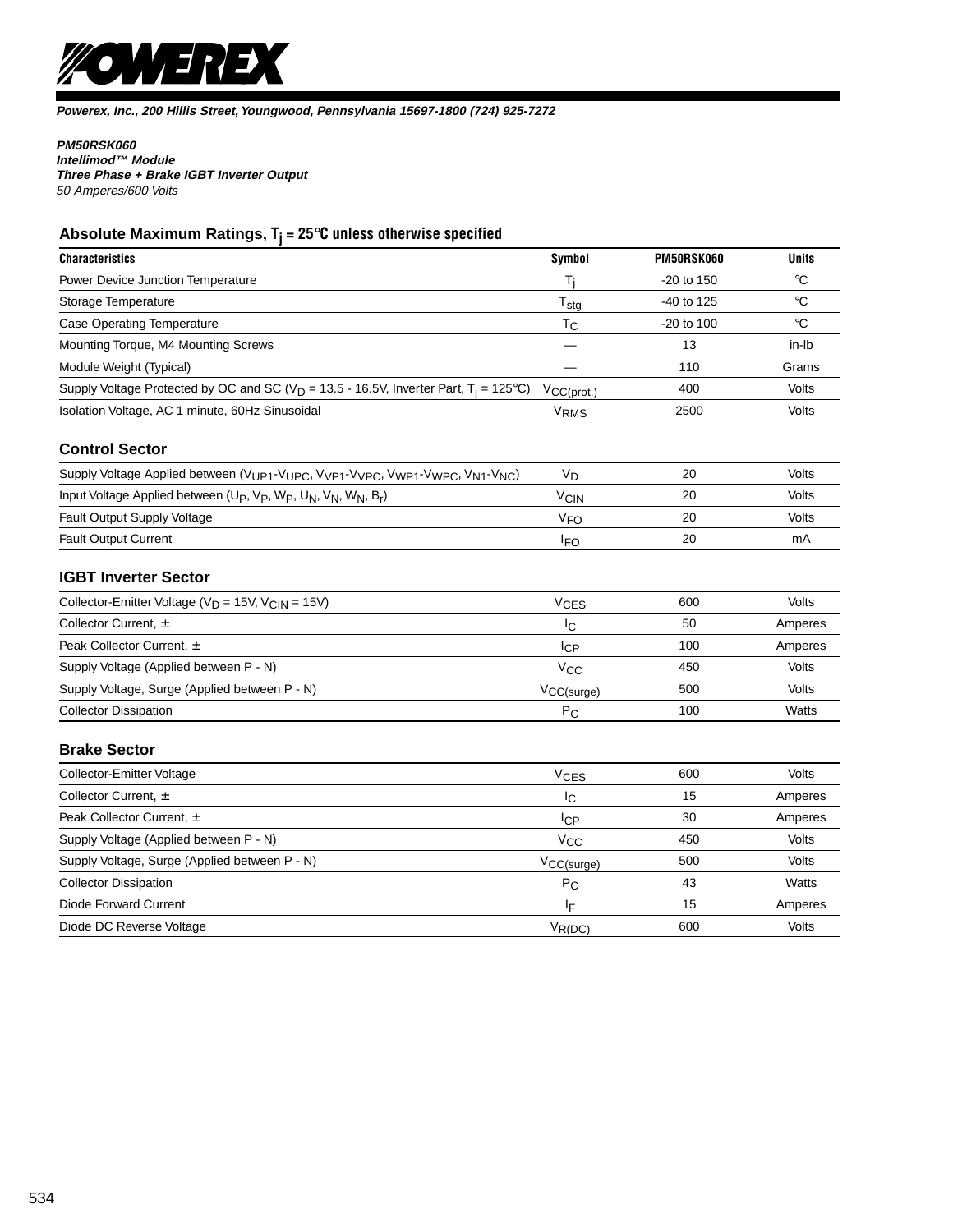**POWEREX**

***Powerex, Inc., 200 Hillis Street, Youngwood, Pennsylvania 15697-1800 (724) 925-7272***

***PM50RSK060***
***Intellimod™ Module***
***Three Phase + Brake IGBT Inverter Output***
*50 Amperes/600 Volts*

## Absolute Maximum Ratings, $T_j$ = 25°C unless otherwise specified

| Characteristics | Symbol | PM50RSK060 | Units |
|---|---|---|---|
| Power Device Junction Temperature | $T_j$ | -20 to 150 | °C |
| Storage Temperature | $T_{stg}$ | -40 to 125 | °C |
| Case Operating Temperature | $T_C$ | -20 to 100 | °C |
| Mounting Torque, M4 Mounting Screws | — | 13 | in-lb |
| Module Weight (Typical) | — | 110 | Grams |
| Supply Voltage Protected by OC and SC ($V_D$ = 13.5 - 16.5V, Inverter Part, $T_j$ = 125°C) | $V_{CC(prot.)}$ | 400 | Volts |
| Isolation Voltage, AC 1 minute, 60Hz Sinusoidal | $V_{RMS}$ | 2500 | Volts |

### Control Sector

| Characteristics | Symbol | PM50RSK060 | Units |
|---|---|---|---|
| Supply Voltage Applied between ($V_{UP1}$-$V_{UPC}$, $V_{VP1}$-$V_{VPC}$, $V_{WP1}$-$V_{WPC}$, $V_{N1}$-$V_{NC}$) | $V_D$ | 20 | Volts |
| Input Voltage Applied between ($U_P$, $V_P$, $W_P$, $U_N$, $V_N$, $W_N$, $B_r$) | $V_{CIN}$ | 20 | Volts |
| Fault Output Supply Voltage | $V_{FO}$ | 20 | Volts |
| Fault Output Current | $I_{FO}$ | 20 | mA |

### IGBT Inverter Sector

| Characteristics | Symbol | PM50RSK060 | Units |
|---|---|---|---|
| Collector-Emitter Voltage ($V_D$ = 15V, $V_{CIN}$ = 15V) | $V_{CES}$ | 600 | Volts |
| Collector Current, ± | $I_C$ | 50 | Amperes |
| Peak Collector Current, ± | $I_{CP}$ | 100 | Amperes |
| Supply Voltage (Applied between P - N) | $V_{CC}$ | 450 | Volts |
| Supply Voltage, Surge (Applied between P - N) | $V_{CC(surge)}$ | 500 | Volts |
| Collector Dissipation | $P_C$ | 100 | Watts |

### Brake Sector

| Characteristics | Symbol | PM50RSK060 | Units |
|---|---|---|---|
| Collector-Emitter Voltage | $V_{CES}$ | 600 | Volts |
| Collector Current, ± | $I_C$ | 15 | Amperes |
| Peak Collector Current, ± | $I_{CP}$ | 30 | Amperes |
| Supply Voltage (Applied between P - N) | $V_{CC}$ | 450 | Volts |
| Supply Voltage, Surge (Applied between P - N) | $V_{CC(surge)}$ | 500 | Volts |
| Collector Dissipation | $P_C$ | 43 | Watts |
| Diode Forward Current | $I_F$ | 15 | Amperes |
| Diode DC Reverse Voltage | $V_{R(DC)}$ | 600 | Volts |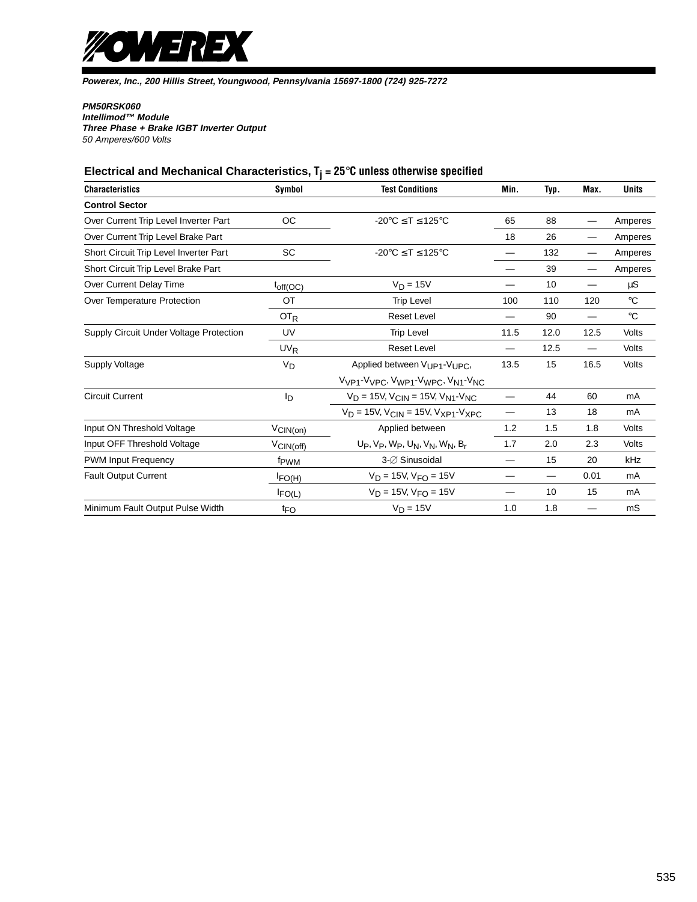**Powerex, Inc., 200 Hillis Street, Youngwood, Pennsylvania 15697-1800 (724) 925-7272**

***PM50RSK060***
***Intellimod™ Module***
***Three Phase + Brake IGBT Inverter Output***
*50 Amperes/600 Volts*

## Electrical and Mechanical Characteristics, $T_j$ = 25°C unless otherwise specified

| Characteristics | Symbol | Test Conditions | Min. | Typ. | Max. | Units |
|---|---|---|---|---|---|---|
| **Control Sector** | | | | | | |
| Over Current Trip Level Inverter Part | OC | -20°C ≤ T ≤ 125°C | 65 | 88 | — | Amperes |
| Over Current Trip Level Brake Part | | | 18 | 26 | — | Amperes |
| Short Circuit Trip Level Inverter Part | SC | -20°C ≤ T ≤ 125°C | — | 132 | — | Amperes |
| Short Circuit Trip Level Brake Part | | | — | 39 | — | Amperes |
| Over Current Delay Time | $t_{off(OC)}$ | $V_D$ = 15V | — | 10 | — | µS |
| Over Temperature Protection | OT | Trip Level | 100 | 110 | 120 | °C |
| | $OT_R$ | Reset Level | — | 90 | — | °C |
| Supply Circuit Under Voltage Protection | UV | Trip Level | 11.5 | 12.0 | 12.5 | Volts |
| | $UV_R$ | Reset Level | — | 12.5 | — | Volts |
| Supply Voltage | $V_D$ | Applied between $V_{UP1}$-$V_{UPC}$, $V_{VP1}$-$V_{VPC}$, $V_{WP1}$-$V_{WPC}$, $V_{N1}$-$V_{NC}$ | 13.5 | 15 | 16.5 | Volts |
| Circuit Current | $I_D$ | $V_D$ = 15V, $V_{CIN}$ = 15V, $V_{N1}$-$V_{NC}$ | — | 44 | 60 | mA |
| | | $V_D$ = 15V, $V_{CIN}$ = 15V, $V_{XP1}$-$V_{XPC}$ | — | 13 | 18 | mA |
| Input ON Threshold Voltage | $V_{CIN(on)}$ | Applied between | 1.2 | 1.5 | 1.8 | Volts |
| Input OFF Threshold Voltage | $V_{CIN(off)}$ | $U_P$, $V_P$, $W_P$, $U_N$, $V_N$, $W_N$, $B_r$ | 1.7 | 2.0 | 2.3 | Volts |
| PWM Input Frequency | $f_{PWM}$ | 3-∅ Sinusoidal | — | 15 | 20 | kHz |
| Fault Output Current | $I_{FO(H)}$ | $V_D$ = 15V, $V_{FO}$ = 15V | — | — | 0.01 | mA |
| | $I_{FO(L)}$ | $V_D$ = 15V, $V_{FO}$ = 15V | — | 10 | 15 | mA |
| Minimum Fault Output Pulse Width | $t_{FO}$ | $V_D$ = 15V | 1.0 | 1.8 | — | mS |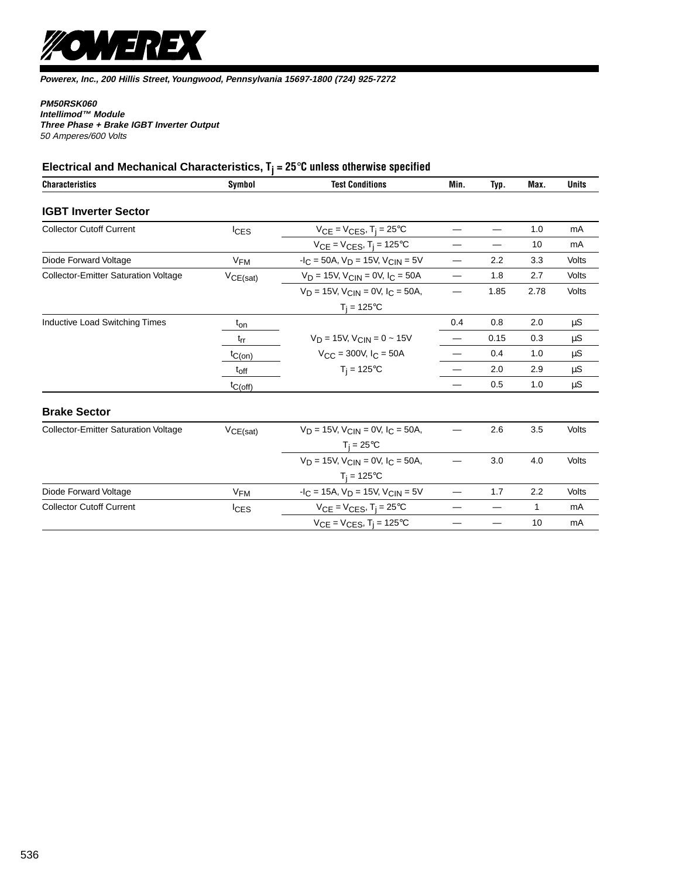Powerex, Inc., 200 Hillis Street, Youngwood, Pennsylvania 15697-1800 (724) 925-7272

***PM50RSK060***
***Intellimod™ Module***
***Three Phase + Brake IGBT Inverter Output***
*50 Amperes/600 Volts*

## Electrical and Mechanical Characteristics, $T_j$ = 25°C unless otherwise specified

| Characteristics | Symbol | Test Conditions | Min. | Typ. | Max. | Units |
|---|---|---|---|---|---|---|
| **IGBT Inverter Sector** | | | | | | |
| Collector Cutoff Current | $I_{CES}$ | $V_{CE} = V_{CES}$, $T_j$ = 25°C | — | — | 1.0 | mA |
| | | $V_{CE} = V_{CES}$, $T_j$ = 125°C | — | — | 10 | mA |
| Diode Forward Voltage | $V_{FM}$ | $-I_C$ = 50A, $V_D$ = 15V, $V_{CIN}$ = 5V | — | 2.2 | 3.3 | Volts |
| Collector-Emitter Saturation Voltage | $V_{CE(sat)}$ | $V_D$ = 15V, $V_{CIN}$ = 0V, $I_C$ = 50A | — | 1.8 | 2.7 | Volts |
| | | $V_D$ = 15V, $V_{CIN}$ = 0V, $I_C$ = 50A, $T_j$ = 125°C | — | 1.85 | 2.78 | Volts |
| Inductive Load Switching Times | $t_{on}$ | $V_D$ = 15V, $V_{CIN}$ = 0 ~ 15V, $V_{CC}$ = 300V, $I_C$ = 50A, $T_j$ = 125°C | 0.4 | 0.8 | 2.0 | µS |
| | $t_{rr}$ | | — | 0.15 | 0.3 | µS |
| | $t_{C(on)}$ | | — | 0.4 | 1.0 | µS |
| | $t_{off}$ | | — | 2.0 | 2.9 | µS |
| | $t_{C(off)}$ | | — | 0.5 | 1.0 | µS |
| **Brake Sector** | | | | | | |
| Collector-Emitter Saturation Voltage | $V_{CE(sat)}$ | $V_D$ = 15V, $V_{CIN}$ = 0V, $I_C$ = 50A, $T_j$ = 25°C | — | 2.6 | 3.5 | Volts |
| | | $V_D$ = 15V, $V_{CIN}$ = 0V, $I_C$ = 50A, $T_j$ = 125°C | — | 3.0 | 4.0 | Volts |
| Diode Forward Voltage | $V_{FM}$ | $-I_C$ = 15A, $V_D$ = 15V, $V_{CIN}$ = 5V | — | 1.7 | 2.2 | Volts |
| Collector Cutoff Current | $I_{CES}$ | $V_{CE} = V_{CES}$, $T_j$ = 25°C | — | — | 1 | mA |
| | | $V_{CE} = V_{CES}$, $T_j$ = 125°C | — | — | 10 | mA |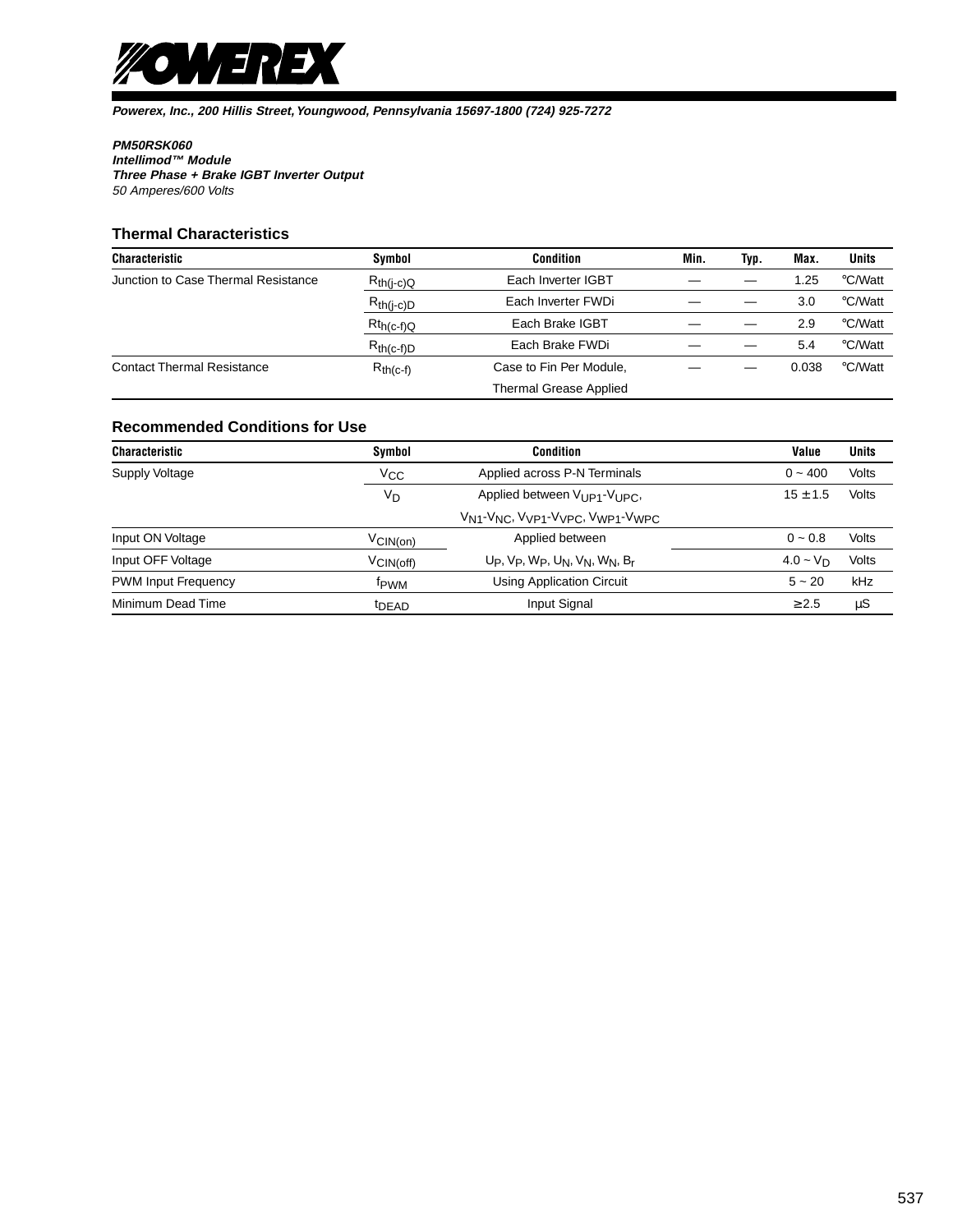**Powerex, Inc., 200 Hillis Street, Youngwood, Pennsylvania 15697-1800 (724) 925-7272**

***PM50RSK060***
***Intellimod™ Module***
***Three Phase + Brake IGBT Inverter Output***
*50 Amperes/600 Volts*

## Thermal Characteristics

| Characteristic | Symbol | Condition | Min. | Typ. | Max. | Units |
|---|---|---|---|---|---|---|
| Junction to Case Thermal Resistance | $R_{th(j-c)Q}$ | Each Inverter IGBT | — | — | 1.25 | °C/Watt |
| | $R_{th(j-c)D}$ | Each Inverter FWDi | — | — | 3.0 | °C/Watt |
| | $Rt_{h(c-f)Q}$ | Each Brake IGBT | — | — | 2.9 | °C/Watt |
| | $R_{th(c-f)D}$ | Each Brake FWDi | — | — | 5.4 | °C/Watt |
| Contact Thermal Resistance | $R_{th(c-f)}$ | Case to Fin Per Module, Thermal Grease Applied | — | — | 0.038 | °C/Watt |

## Recommended Conditions for Use

| Characteristic | Symbol | Condition | Value | Units |
|---|---|---|---|---|
| Supply Voltage | $V_{CC}$ | Applied across P-N Terminals | 0 ~ 400 | Volts |
| | $V_D$ | Applied between $V_{UP1}$-$V_{UPC}$, $V_{N1}$-$V_{NC}$, $V_{VP1}$-$V_{VPC}$, $V_{WP1}$-$V_{WPC}$ | 15 ± 1.5 | Volts |
| Input ON Voltage | $V_{CIN(on)}$ | Applied between | 0 ~ 0.8 | Volts |
| Input OFF Voltage | $V_{CIN(off)}$ | $U_P$, $V_P$, $W_P$, $U_N$, $V_N$, $W_N$, $B_r$ | 4.0 ~ $V_D$ | Volts |
| PWM Input Frequency | $f_{PWM}$ | Using Application Circuit | 5 ~ 20 | kHz |
| Minimum Dead Time | $t_{DEAD}$ | Input Signal | ≥ 2.5 | µS |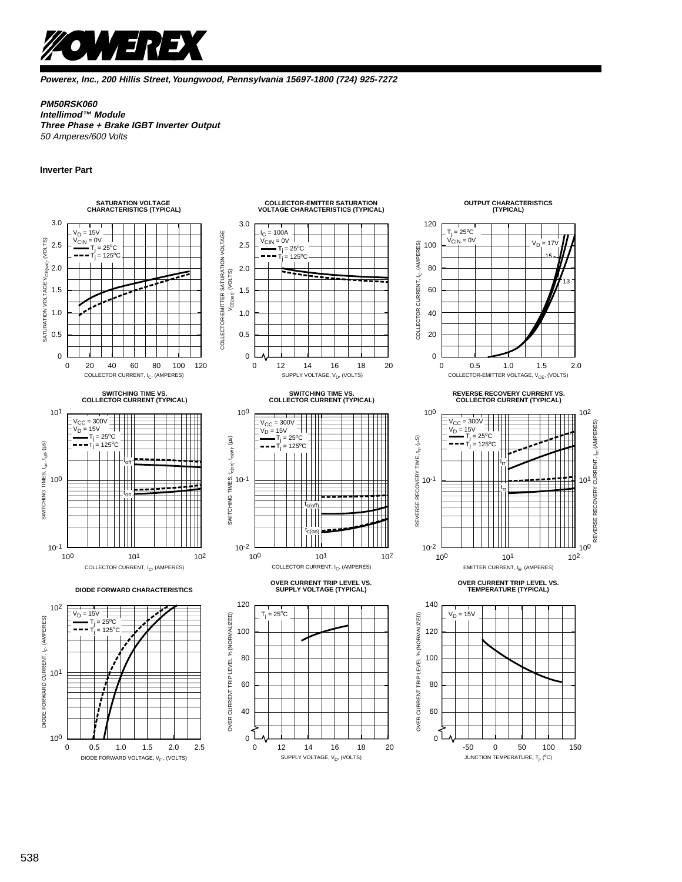**Powerex, Inc., 200 Hillis Street, Youngwood, Pennsylvania 15697-1800 (724) 925-7272**

***PM50RSK060***
***Intellimod™ Module***
***Three Phase + Brake IGBT Inverter Output***
*50 Amperes/600 Volts*

**Inverter Part**

**SATURATION VOLTAGE CHARACTERISTICS (TYPICAL)**

**COLLECTOR-EMITTER SATURATION VOLTAGE CHARACTERISTICS (TYPICAL)**

**OUTPUT CHARACTERISTICS (TYPICAL)**

**SWITCHING TIME VS. COLLECTOR CURRENT (TYPICAL)**

**SWITCHING TIME VS. COLLECTOR CURRENT (TYPICAL)**

**REVERSE RECOVERY CURRENT VS. COLLECTOR CURRENT (TYPICAL)**

**DIODE FORWARD CHARACTERISTICS**

**OVER CURRENT TRIP LEVEL VS. SUPPLY VOLTAGE (TYPICAL)**

**OVER CURRENT TRIP LEVEL VS. TEMPERATURE (TYPICAL)**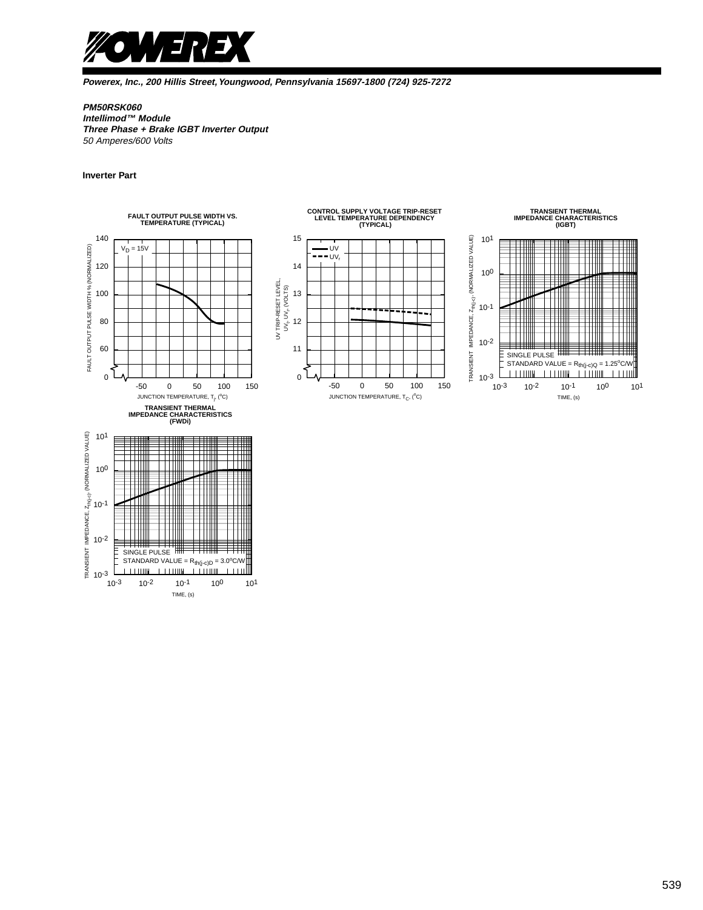Powerex, Inc., 200 Hillis Street, Youngwood, Pennsylvania 15697-1800 (724) 925-7272

***PM50RSK060***
***Intellimod™ Module***
***Three Phase + Brake IGBT Inverter Output***
*50 Amperes/600 Volts*

**Inverter Part**

**FAULT OUTPUT PULSE WIDTH VS. TEMPERATURE (TYPICAL)**

$V_D$ = 15V

FAULT OUTPUT PULSE WIDTH % (NORMALIZED)

JUNCTION TEMPERATURE, $T_j$, (°C)

**CONTROL SUPPLY VOLTAGE TRIP-RESET LEVEL TEMPERATURE DEPENDENCY (TYPICAL)**

UV, $UV_r$

UV TRIP-RESET LEVEL, UV, $UV_r$, (VOLTS)

JUNCTION TEMPERATURE, $T_C$, (°C)

**TRANSIENT THERMAL IMPEDANCE CHARACTERISTICS (IGBT)**

SINGLE PULSE
STANDARD VALUE = $R_{th(j-c)Q}$ = 1.25°C/W

TRANSIENT IMPEDANCE, $Z_{th(j-c)}$, (NORMALIZED VALUE)

TIME, (s)

**TRANSIENT THERMAL IMPEDANCE CHARACTERISTICS (FWDi)**

SINGLE PULSE
STANDARD VALUE = $R_{th(j-c)D}$ = 3.0°C/W

TRANSIENT IMPEDANCE, $Z_{th(j-c)}$, (NORMALIZED VALUE)

TIME, (s)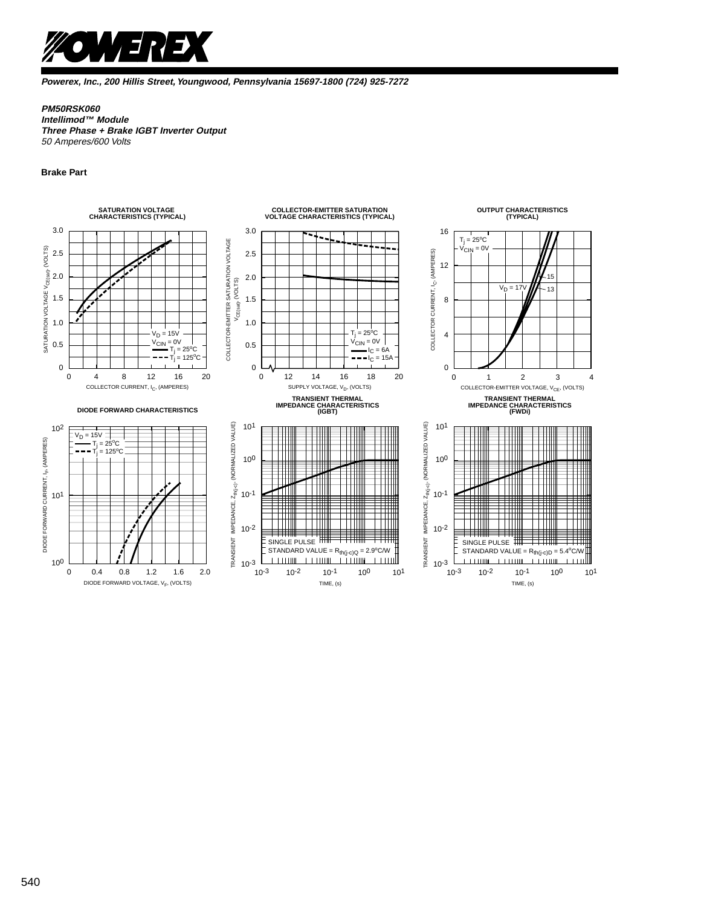# POWEREX

***Powerex, Inc., 200 Hillis Street, Youngwood, Pennsylvania 15697-1800 (724) 925-7272***

***PM50RSK060***
***Intellimod™ Module***
***Three Phase + Brake IGBT Inverter Output***
*50 Amperes/600 Volts*

**Brake Part**

**SATURATION VOLTAGE CHARACTERISTICS (TYPICAL)**

SATURATION VOLTAGE $V_{CE(sat)}$, (VOLTS)

3.0, 2.5, 2.0, 1.5, 1.0, 0.5, 0

$V_D$ = 15V
$V_{CIN}$ = 0V
$T_j$ = 25°C
$T_j$ = 125°C

0, 4, 8, 12, 16, 20

COLLECTOR CURRENT, $I_C$, (AMPERES)

**COLLECTOR-EMITTER SATURATION VOLTAGE CHARACTERISTICS (TYPICAL)**

COLLECTOR-EMITTER SATURATION VOLTAGE $V_{CE(sat)}$, (VOLTS)

3.0, 2.5, 2.0, 1.5, 1.0, 0.5, 0

$T_j$ = 25°C
$V_{CIN}$ = 0V
$I_C$ = 6A
$I_C$ = 15A

0, 12, 14, 16, 18, 20

SUPPLY VOLTAGE, $V_D$, (VOLTS)

**OUTPUT CHARACTERISTICS (TYPICAL)**

COLLECTOR CURRENT, $I_C$, (AMPERES)

16, 12, 8, 4, 0

$T_j$ = 25°C
$V_{CIN}$ = 0V
$V_D$ = 17V
15
13

0, 1, 2, 3, 4

COLLECTOR-EMITTER VOLTAGE, $V_{CE}$, (VOLTS)

**DIODE FORWARD CHARACTERISTICS**

DIODE FORWARD CURRENT, $I_F$, (AMPERES)

$10^2$, $10^1$, $10^0$

$V_D$ = 15V
$T_j$ = 25°C
$T_j$ = 125°C

0, 0.4, 0.8, 1.2, 1.6, 2.0

DIODE FORWARD VOLTAGE, $V_F$, (VOLTS)

**TRANSIENT THERMAL IMPEDANCE CHARACTERISTICS (IGBT)**

TRANSIENT IMPEDANCE, $Z_{th(j-c)}$, (NORMALIZED VALUE)

$10^1$, $10^0$, $10^{-1}$, $10^{-2}$, $10^{-3}$

SINGLE PULSE
STANDARD VALUE = $R_{th(j-c)Q}$ = 2.9°C/W

$10^{-3}$, $10^{-2}$, $10^{-1}$, $10^0$, $10^1$

TIME, (s)

**TRANSIENT THERMAL IMPEDANCE CHARACTERISTICS (FWDi)**

TRANSIENT IMPEDANCE, $Z_{th(j-c)}$, (NORMALIZED VALUE)

$10^1$, $10^0$, $10^{-1}$, $10^{-2}$, $10^{-3}$

SINGLE PULSE
STANDARD VALUE = $R_{th(j-c)D}$ = 5.4°C/W

$10^{-3}$, $10^{-2}$, $10^{-1}$, $10^0$, $10^1$

TIME, (s)